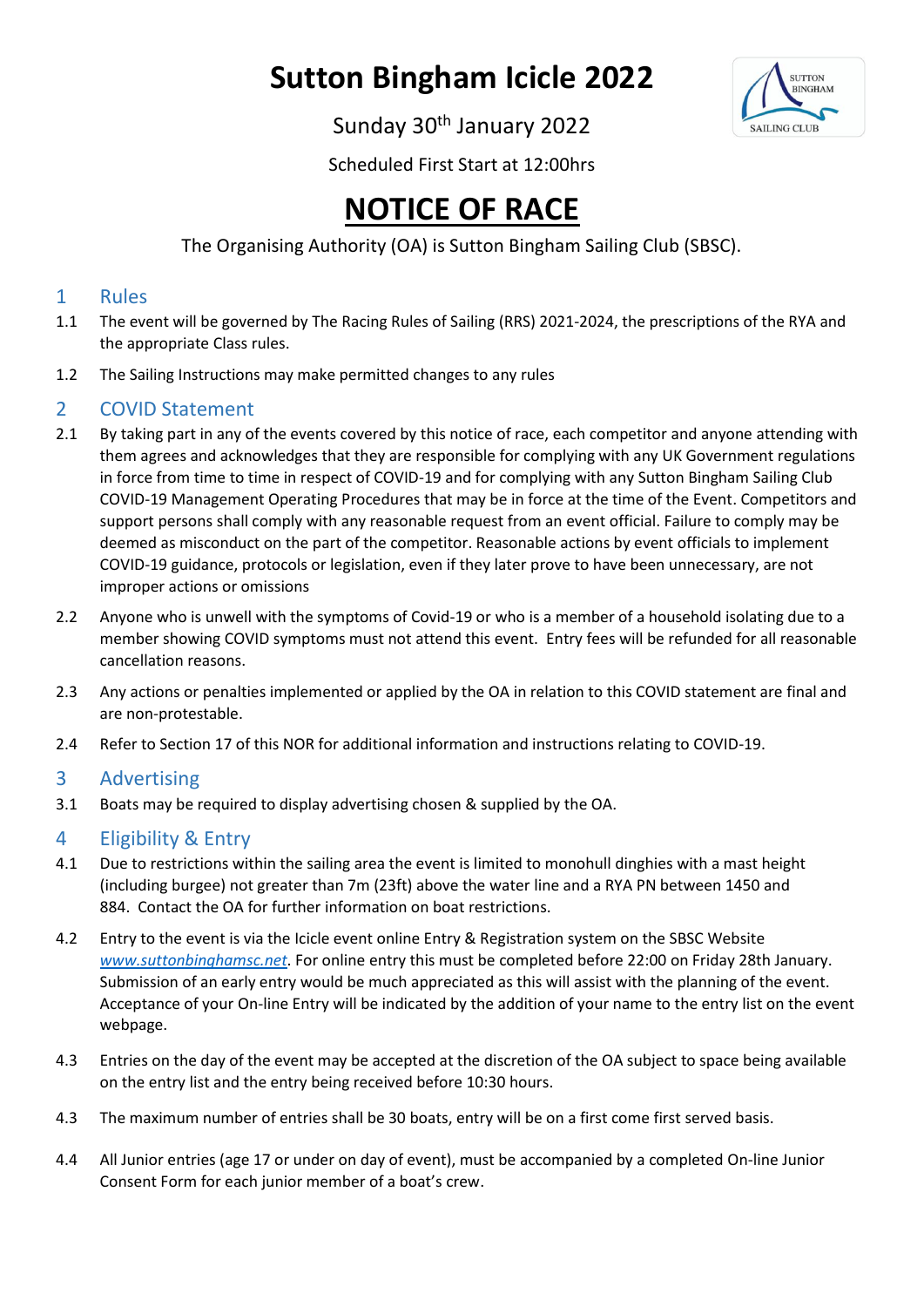# Sutton Bingham Icicle 2022

Sunday 30th January 2022

Scheduled First Start at 12:00hrs

# NOTICE OF RACE

The Organising Authority (OA) is Sutton Bingham Sailing Club (SBSC).

## 1 Rules

1.1 The event will be governed by The Racing Rules of Sailing (RRS) 2021-2024, the prescriptions of the RYA and the appropriate Class rules.

1.2 The Sailing Instructions may make permitted changes to any rules

## 2 COVID Statement

2.1 By taking part in any of the events covered by this notice of race, each competitor and anyone attending with them agrees and acknowledges that they are responsible for complying with any UK Government regulations in force from time to time in respect of COVID-19 and for complying with any Sutton Bingham Sailing Club COVID-19 Management Operating Procedures that may be in force at the time of the Event. Competitors and support persons shall comply with any reasonable request from an event official. Failure to comply may be deemed as misconduct on the part of the competitor. Reasonable actions by event officials to implement COVID-19 guidance, protocols or legislation, even if they later prove to have been unnecessary, are not improper actions or omissions

2.2 Anyone who is unwell with the symptoms of Covid-19 or who is a member of a household isolating due to a member showing COVID symptoms must not attend this event. Entry fees will be refunded for all reasonable cancellation reasons.

2.3 Any actions or penalties implemented or applied by the OA in relation to this COVID statement are final and are non-protestable.

2.4 Refer to Section 17 of this NOR for additional information and instructions relating to COVID-19.

## 3 Advertising

3.1 Boats may be required to display advertising chosen & supplied by the OA.

## 4 Eligibility & Entry

4.1 Due to restrictions within the sailing area the event is limited to monohull dinghies with a mast height (including burgee) not greater than 7m (23ft) above the water line and a RYA PN between 1450 and 884. Contact the OA for further information on boat restrictions.

4.2 Entry to the event is via the Icicle event online Entry & Registration system on the SBSC Website *www.suttonbinghamsc.net*. For online entry this must be completed before 22:00 on Friday 28th January. Submission of an early entry would be much appreciated as this will assist with the planning of the event. Acceptance of your On-line Entry will be indicated by the addition of your name to the entry list on the event webpage.

4.3 Entries on the day of the event may be accepted at the discretion of the OA subject to space being available on the entry list and the entry being received before 10:30 hours.

4.3 The maximum number of entries shall be 30 boats, entry will be on a first come first served basis.

4.4 All Junior entries (age 17 or under on day of event), must be accompanied by a completed On-line Junior Consent Form for each junior member of a boat's crew.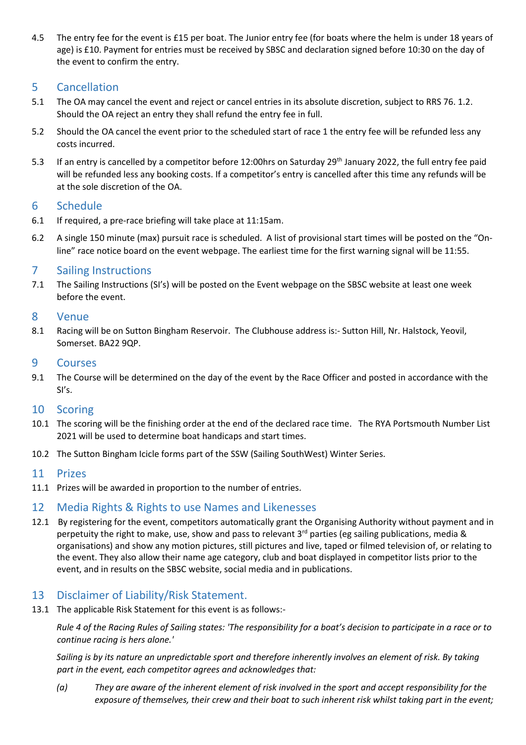4.5 The entry fee for the event is £15 per boat. The Junior entry fee (for boats where the helm is under 18 years of age) is £10. Payment for entries must be received by SBSC and declaration signed before 10:30 on the day of the event to confirm the entry.

## 5 Cancellation

5.1 The OA may cancel the event and reject or cancel entries in its absolute discretion, subject to RRS 76. 1.2. Should the OA reject an entry they shall refund the entry fee in full.

5.2 Should the OA cancel the event prior to the scheduled start of race 1 the entry fee will be refunded less any costs incurred.

5.3 If an entry is cancelled by a competitor before 12:00hrs on Saturday 29th January 2022, the full entry fee paid will be refunded less any booking costs. If a competitor's entry is cancelled after this time any refunds will be at the sole discretion of the OA.

## 6 Schedule

6.1 If required, a pre-race briefing will take place at 11:15am.

6.2 A single 150 minute (max) pursuit race is scheduled. A list of provisional start times will be posted on the "On-line" race notice board on the event webpage. The earliest time for the first warning signal will be 11:55.

## 7 Sailing Instructions

7.1 The Sailing Instructions (SI's) will be posted on the Event webpage on the SBSC website at least one week before the event.

## 8 Venue

8.1 Racing will be on Sutton Bingham Reservoir. The Clubhouse address is:- Sutton Hill, Nr. Halstock, Yeovil, Somerset. BA22 9QP.

## 9 Courses

9.1 The Course will be determined on the day of the event by the Race Officer and posted in accordance with the SI's.

## 10 Scoring

10.1 The scoring will be the finishing order at the end of the declared race time. The RYA Portsmouth Number List 2021 will be used to determine boat handicaps and start times.

10.2 The Sutton Bingham Icicle forms part of the SSW (Sailing SouthWest) Winter Series.

## 11 Prizes

11.1 Prizes will be awarded in proportion to the number of entries.

## 12 Media Rights & Rights to use Names and Likenesses

12.1 By registering for the event, competitors automatically grant the Organising Authority without payment and in perpetuity the right to make, use, show and pass to relevant 3rd parties (eg sailing publications, media & organisations) and show any motion pictures, still pictures and live, taped or filmed television of, or relating to the event. They also allow their name age category, club and boat displayed in competitor lists prior to the event, and in results on the SBSC website, social media and in publications.

## 13 Disclaimer of Liability/Risk Statement.

13.1 The applicable Risk Statement for this event is as follows:-

*Rule 4 of the Racing Rules of Sailing states: 'The responsibility for a boat's decision to participate in a race or to continue racing is hers alone.'*

*Sailing is by its nature an unpredictable sport and therefore inherently involves an element of risk. By taking part in the event, each competitor agrees and acknowledges that:*

*(a) They are aware of the inherent element of risk involved in the sport and accept responsibility for the exposure of themselves, their crew and their boat to such inherent risk whilst taking part in the event;*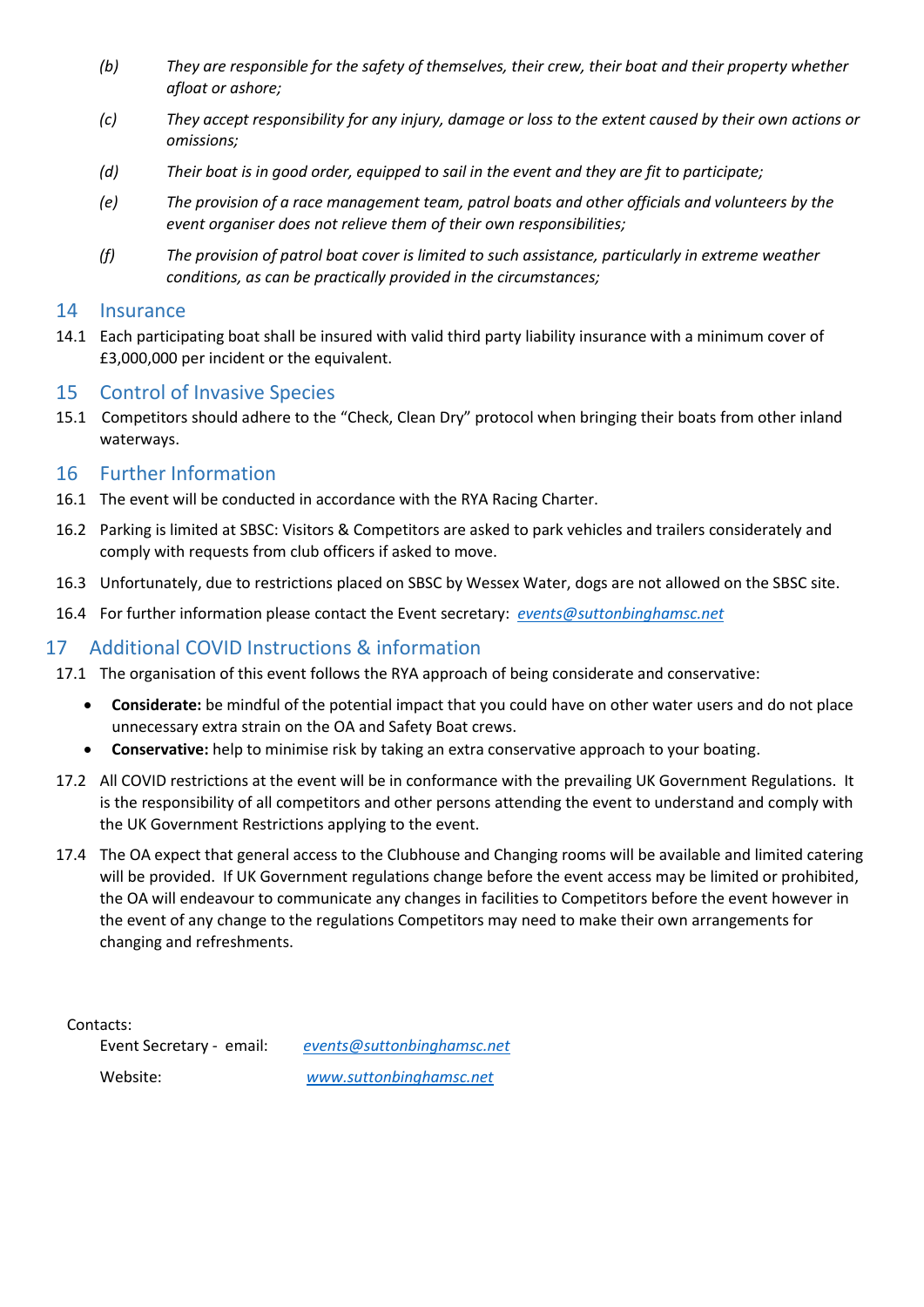*(b)* *They are responsible for the safety of themselves, their crew, their boat and their property whether afloat or ashore;*

*(c)* *They accept responsibility for any injury, damage or loss to the extent caused by their own actions or omissions;*

*(d)* *Their boat is in good order, equipped to sail in the event and they are fit to participate;*

*(e)* *The provision of a race management team, patrol boats and other officials and volunteers by the event organiser does not relieve them of their own responsibilities;*

*(f)* *The provision of patrol boat cover is limited to such assistance, particularly in extreme weather conditions, as can be practically provided in the circumstances;*

## 14 Insurance

14.1 Each participating boat shall be insured with valid third party liability insurance with a minimum cover of £3,000,000 per incident or the equivalent.

## 15 Control of Invasive Species

15.1 Competitors should adhere to the "Check, Clean Dry" protocol when bringing their boats from other inland waterways.

## 16 Further Information

16.1 The event will be conducted in accordance with the RYA Racing Charter.

16.2 Parking is limited at SBSC: Visitors & Competitors are asked to park vehicles and trailers considerately and comply with requests from club officers if asked to move.

16.3 Unfortunately, due to restrictions placed on SBSC by Wessex Water, dogs are not allowed on the SBSC site.

16.4 For further information please contact the Event secretary: *events@suttonbinghamsc.net*

## 17 Additional COVID Instructions & information

17.1 The organisation of this event follows the RYA approach of being considerate and conservative:

- **Considerate:** be mindful of the potential impact that you could have on other water users and do not place unnecessary extra strain on the OA and Safety Boat crews.
- **Conservative:** help to minimise risk by taking an extra conservative approach to your boating.

17.2 All COVID restrictions at the event will be in conformance with the prevailing UK Government Regulations. It is the responsibility of all competitors and other persons attending the event to understand and comply with the UK Government Restrictions applying to the event.

17.4 The OA expect that general access to the Clubhouse and Changing rooms will be available and limited catering will be provided. If UK Government regulations change before the event access may be limited or prohibited, the OA will endeavour to communicate any changes in facilities to Competitors before the event however in the event of any change to the regulations Competitors may need to make their own arrangements for changing and refreshments.

Contacts:

Event Secretary - email: *events@suttonbinghamsc.net*

Website: *www.suttonbinghamsc.net*